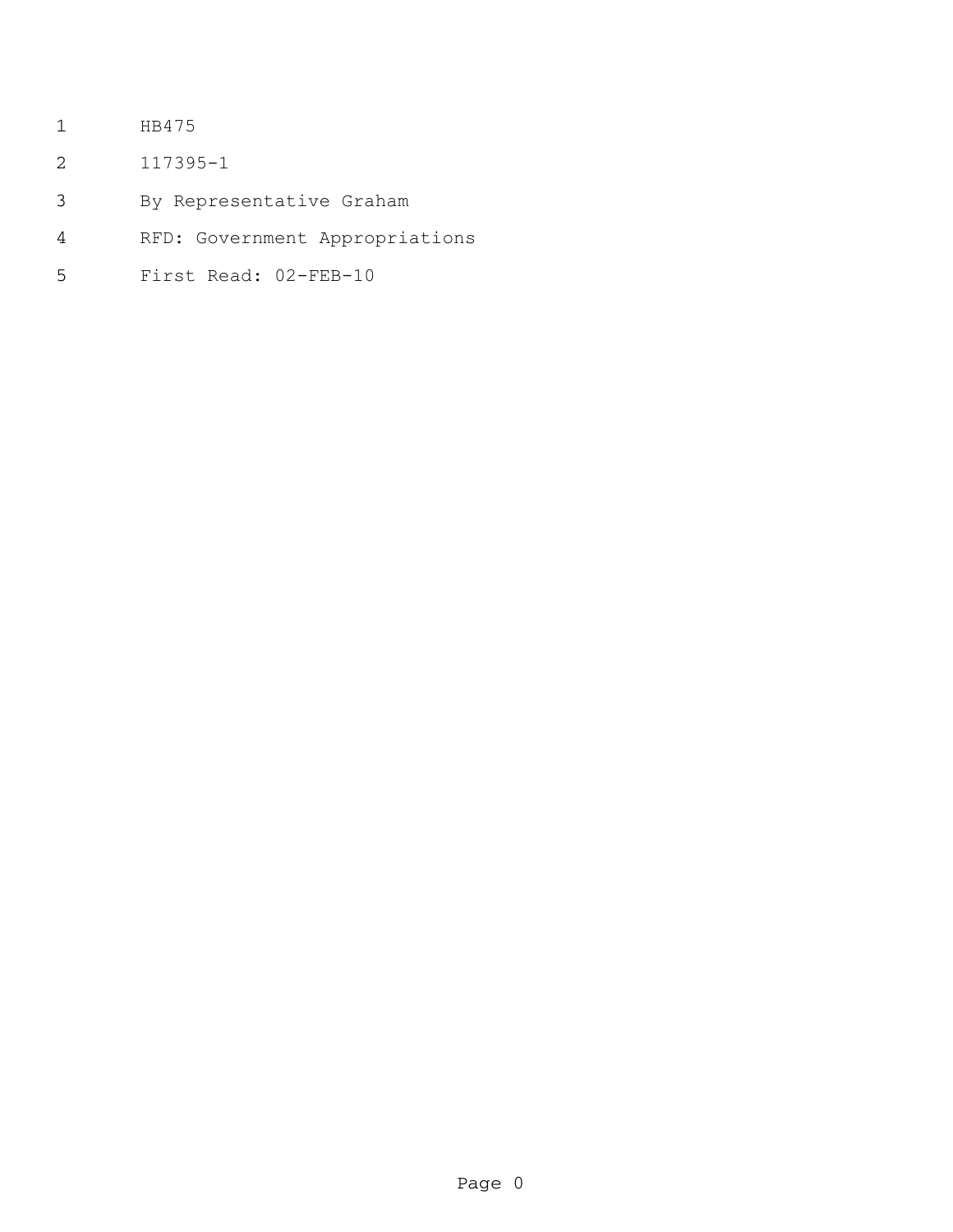HB475

117395-1

By Representative Graham

RFD: Government Appropriations

First Read: 02-FEB-10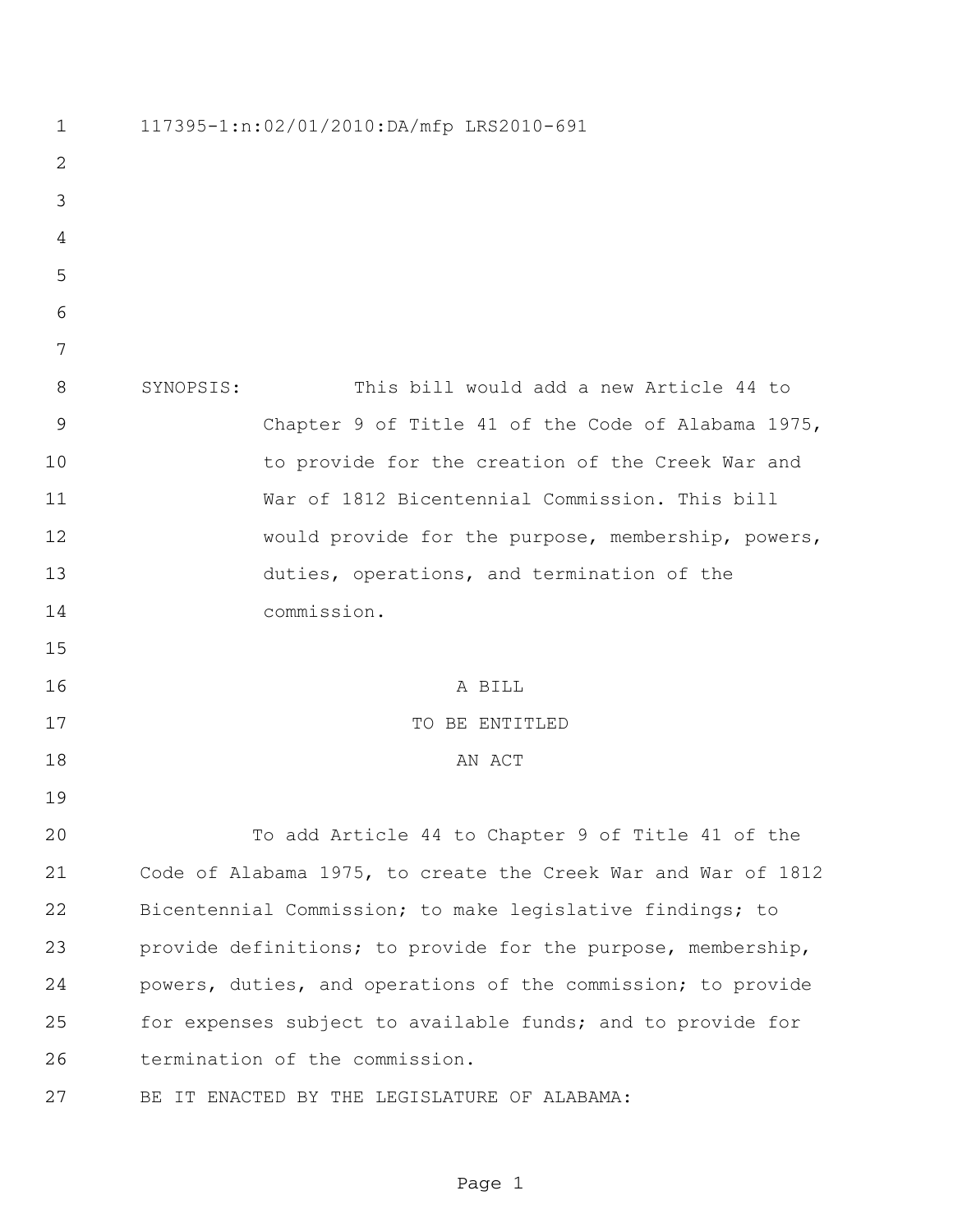117395-1:n:02/01/2010:DA/mfp LRS2010-691

SYNOPSIS: This bill would add a new Article 44 to Chapter 9 of Title 41 of the Code of Alabama 1975, to provide for the creation of the Creek War and War of 1812 Bicentennial Commission. This bill would provide for the purpose, membership, powers, duties, operations, and termination of the commission.

A BILL

TO BE ENTITLED

AN ACT

To add Article 44 to Chapter 9 of Title 41 of the Code of Alabama 1975, to create the Creek War and War of 1812 Bicentennial Commission; to make legislative findings; to provide definitions; to provide for the purpose, membership, powers, duties, and operations of the commission; to provide for expenses subject to available funds; and to provide for termination of the commission.

BE IT ENACTED BY THE LEGISLATURE OF ALABAMA: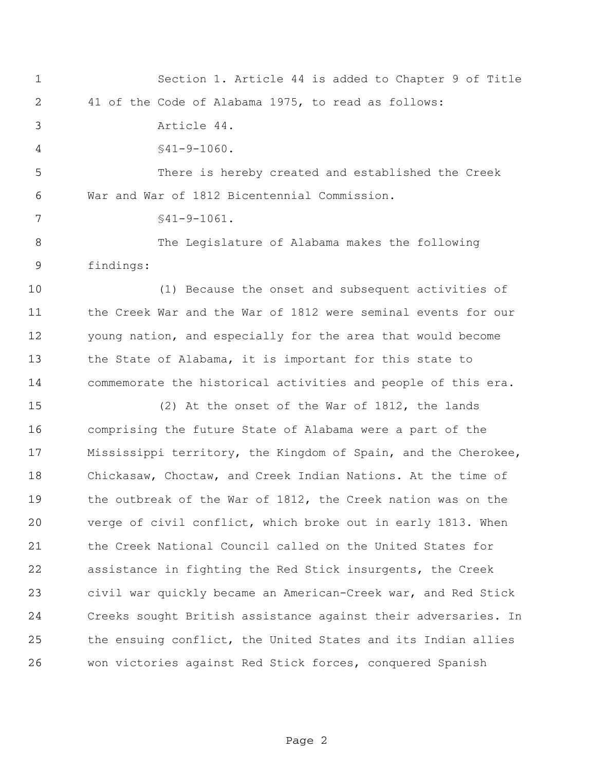Section 1. Article 44 is added to Chapter 9 of Title 41 of the Code of Alabama 1975, to read as follows:

Article 44.

§41-9-1060.

There is hereby created and established the Creek War and War of 1812 Bicentennial Commission.

§41-9-1061.

The Legislature of Alabama makes the following findings:

(1) Because the onset and subsequent activities of the Creek War and the War of 1812 were seminal events for our young nation, and especially for the area that would become the State of Alabama, it is important for this state to commemorate the historical activities and people of this era.

(2) At the onset of the War of 1812, the lands comprising the future State of Alabama were a part of the Mississippi territory, the Kingdom of Spain, and the Cherokee, Chickasaw, Choctaw, and Creek Indian Nations. At the time of the outbreak of the War of 1812, the Creek nation was on the verge of civil conflict, which broke out in early 1813. When the Creek National Council called on the United States for assistance in fighting the Red Stick insurgents, the Creek civil war quickly became an American-Creek war, and Red Stick Creeks sought British assistance against their adversaries. In the ensuing conflict, the United States and its Indian allies won victories against Red Stick forces, conquered Spanish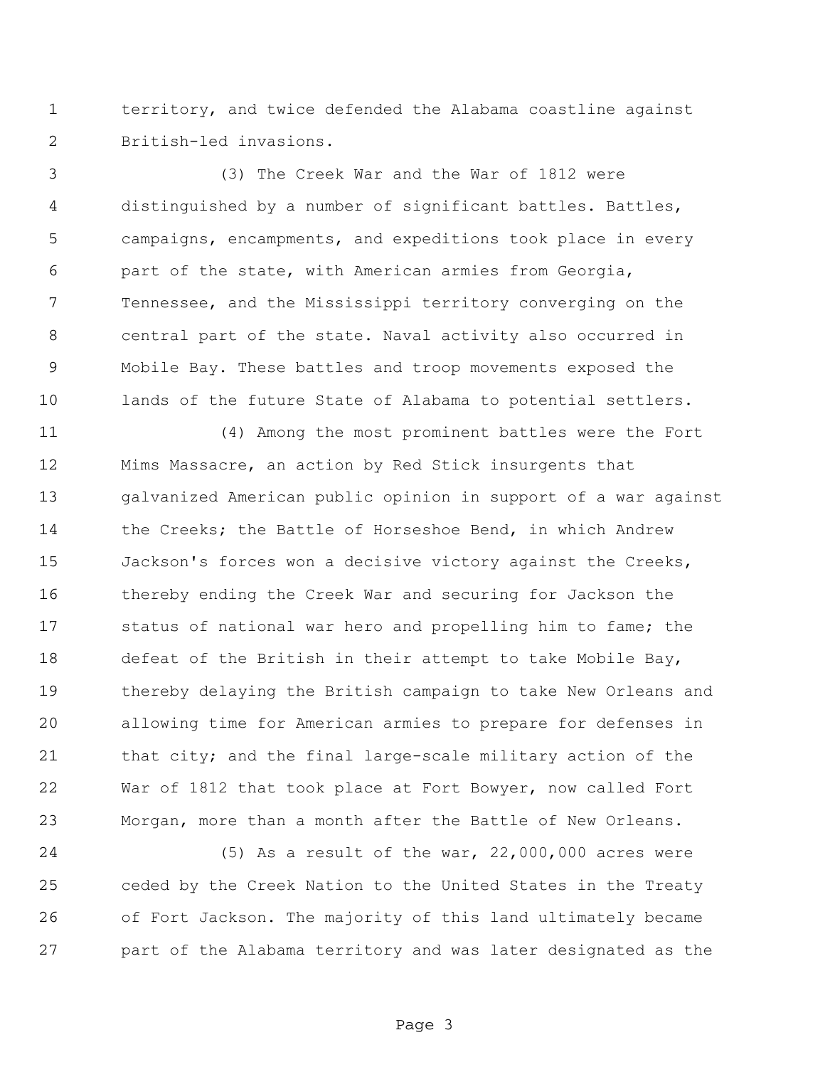territory, and twice defended the Alabama coastline against British-led invasions.

(3) The Creek War and the War of 1812 were distinguished by a number of significant battles. Battles, campaigns, encampments, and expeditions took place in every part of the state, with American armies from Georgia, Tennessee, and the Mississippi territory converging on the central part of the state. Naval activity also occurred in Mobile Bay. These battles and troop movements exposed the lands of the future State of Alabama to potential settlers.

(4) Among the most prominent battles were the Fort Mims Massacre, an action by Red Stick insurgents that galvanized American public opinion in support of a war against the Creeks; the Battle of Horseshoe Bend, in which Andrew Jackson's forces won a decisive victory against the Creeks, thereby ending the Creek War and securing for Jackson the status of national war hero and propelling him to fame; the defeat of the British in their attempt to take Mobile Bay, thereby delaying the British campaign to take New Orleans and allowing time for American armies to prepare for defenses in that city; and the final large-scale military action of the War of 1812 that took place at Fort Bowyer, now called Fort Morgan, more than a month after the Battle of New Orleans.

(5) As a result of the war, 22,000,000 acres were ceded by the Creek Nation to the United States in the Treaty of Fort Jackson. The majority of this land ultimately became part of the Alabama territory and was later designated as the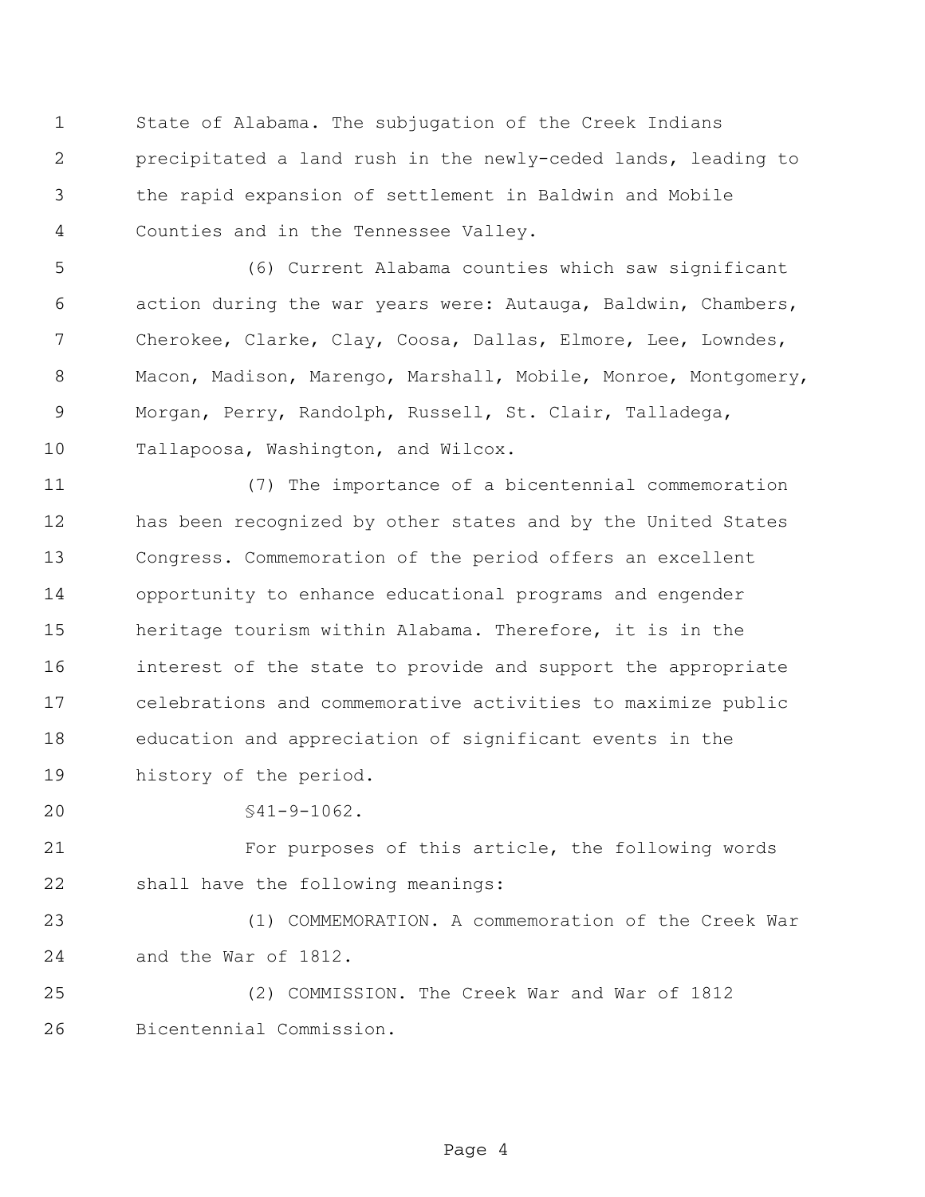State of Alabama. The subjugation of the Creek Indians precipitated a land rush in the newly-ceded lands, leading to the rapid expansion of settlement in Baldwin and Mobile Counties and in the Tennessee Valley.

(6) Current Alabama counties which saw significant action during the war years were: Autauga, Baldwin, Chambers, Cherokee, Clarke, Clay, Coosa, Dallas, Elmore, Lee, Lowndes, Macon, Madison, Marengo, Marshall, Mobile, Monroe, Montgomery, Morgan, Perry, Randolph, Russell, St. Clair, Talladega, Tallapoosa, Washington, and Wilcox.

(7) The importance of a bicentennial commemoration has been recognized by other states and by the United States Congress. Commemoration of the period offers an excellent opportunity to enhance educational programs and engender heritage tourism within Alabama. Therefore, it is in the interest of the state to provide and support the appropriate celebrations and commemorative activities to maximize public education and appreciation of significant events in the history of the period.

§41-9-1062.

For purposes of this article, the following words shall have the following meanings:

(1) COMMEMORATION. A commemoration of the Creek War and the War of 1812.

(2) COMMISSION. The Creek War and War of 1812 Bicentennial Commission.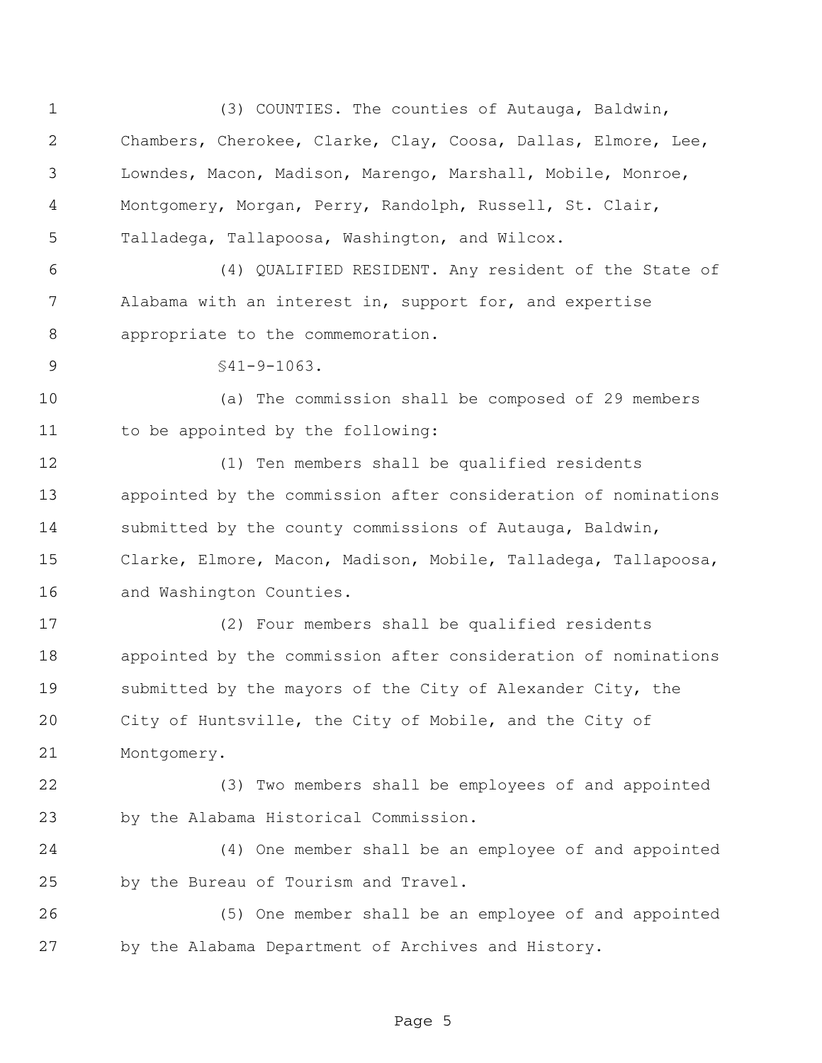(3) COUNTIES. The counties of Autauga, Baldwin, Chambers, Cherokee, Clarke, Clay, Coosa, Dallas, Elmore, Lee, Lowndes, Macon, Madison, Marengo, Marshall, Mobile, Monroe, Montgomery, Morgan, Perry, Randolph, Russell, St. Clair, Talladega, Tallapoosa, Washington, and Wilcox.

(4) QUALIFIED RESIDENT. Any resident of the State of Alabama with an interest in, support for, and expertise appropriate to the commemoration.

§41-9-1063.

(a) The commission shall be composed of 29 members to be appointed by the following:

(1) Ten members shall be qualified residents appointed by the commission after consideration of nominations submitted by the county commissions of Autauga, Baldwin, Clarke, Elmore, Macon, Madison, Mobile, Talladega, Tallapoosa, and Washington Counties.

(2) Four members shall be qualified residents appointed by the commission after consideration of nominations submitted by the mayors of the City of Alexander City, the City of Huntsville, the City of Mobile, and the City of Montgomery.

(3) Two members shall be employees of and appointed by the Alabama Historical Commission.

(4) One member shall be an employee of and appointed by the Bureau of Tourism and Travel.

(5) One member shall be an employee of and appointed by the Alabama Department of Archives and History.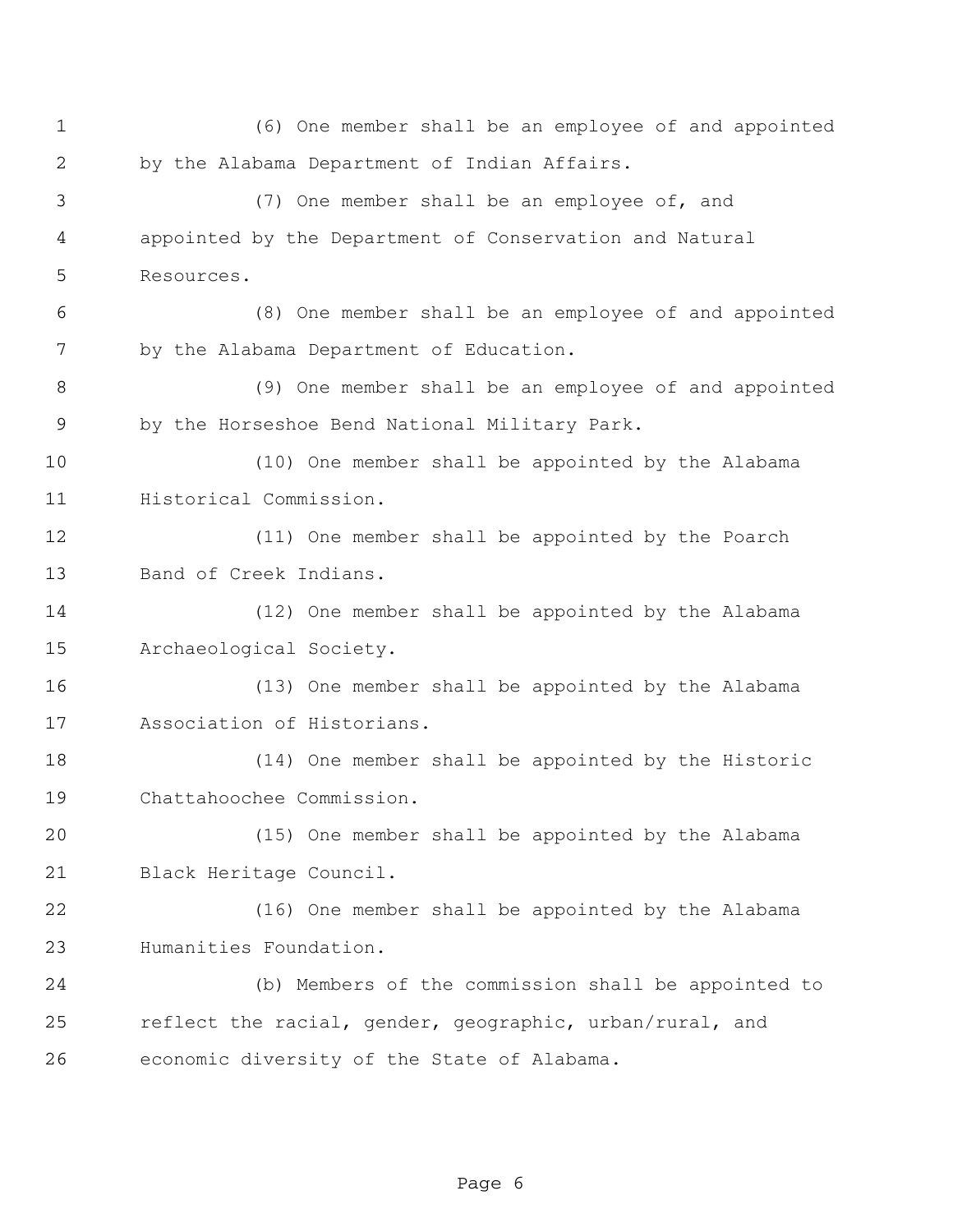(6) One member shall be an employee of and appointed by the Alabama Department of Indian Affairs.

(7) One member shall be an employee of, and appointed by the Department of Conservation and Natural Resources.

(8) One member shall be an employee of and appointed by the Alabama Department of Education.

(9) One member shall be an employee of and appointed by the Horseshoe Bend National Military Park.

(10) One member shall be appointed by the Alabama Historical Commission.

(11) One member shall be appointed by the Poarch Band of Creek Indians.

(12) One member shall be appointed by the Alabama Archaeological Society.

(13) One member shall be appointed by the Alabama Association of Historians.

(14) One member shall be appointed by the Historic Chattahoochee Commission.

(15) One member shall be appointed by the Alabama Black Heritage Council.

(16) One member shall be appointed by the Alabama Humanities Foundation.

(b) Members of the commission shall be appointed to reflect the racial, gender, geographic, urban/rural, and economic diversity of the State of Alabama.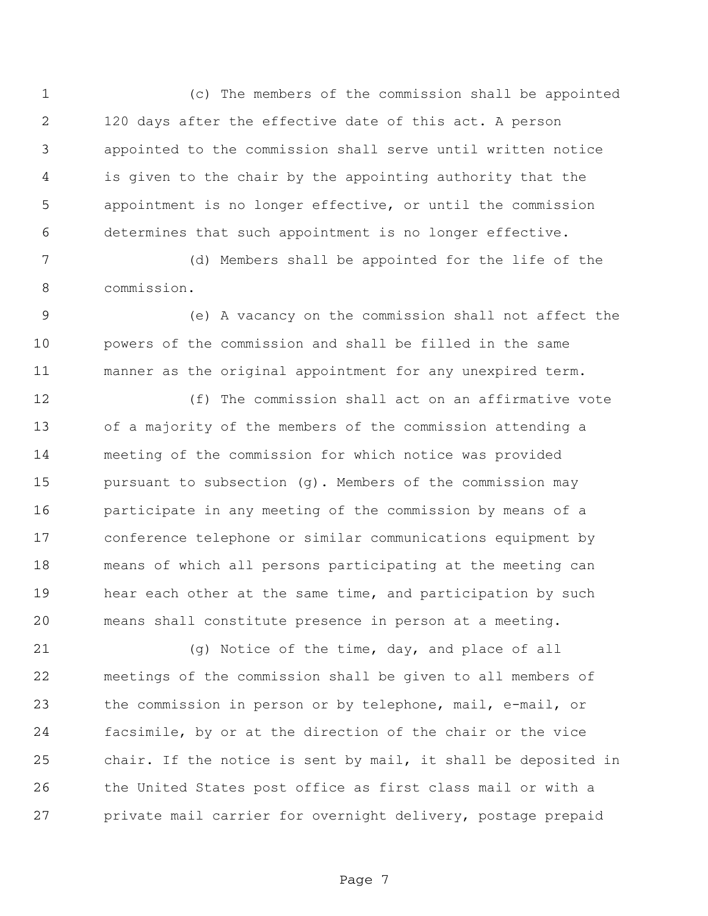(c) The members of the commission shall be appointed 120 days after the effective date of this act. A person appointed to the commission shall serve until written notice is given to the chair by the appointing authority that the appointment is no longer effective, or until the commission determines that such appointment is no longer effective.

(d) Members shall be appointed for the life of the commission.

(e) A vacancy on the commission shall not affect the powers of the commission and shall be filled in the same manner as the original appointment for any unexpired term.

(f) The commission shall act on an affirmative vote of a majority of the members of the commission attending a meeting of the commission for which notice was provided pursuant to subsection (g). Members of the commission may participate in any meeting of the commission by means of a conference telephone or similar communications equipment by means of which all persons participating at the meeting can hear each other at the same time, and participation by such means shall constitute presence in person at a meeting.

(g) Notice of the time, day, and place of all meetings of the commission shall be given to all members of the commission in person or by telephone, mail, e-mail, or facsimile, by or at the direction of the chair or the vice chair. If the notice is sent by mail, it shall be deposited in the United States post office as first class mail or with a private mail carrier for overnight delivery, postage prepaid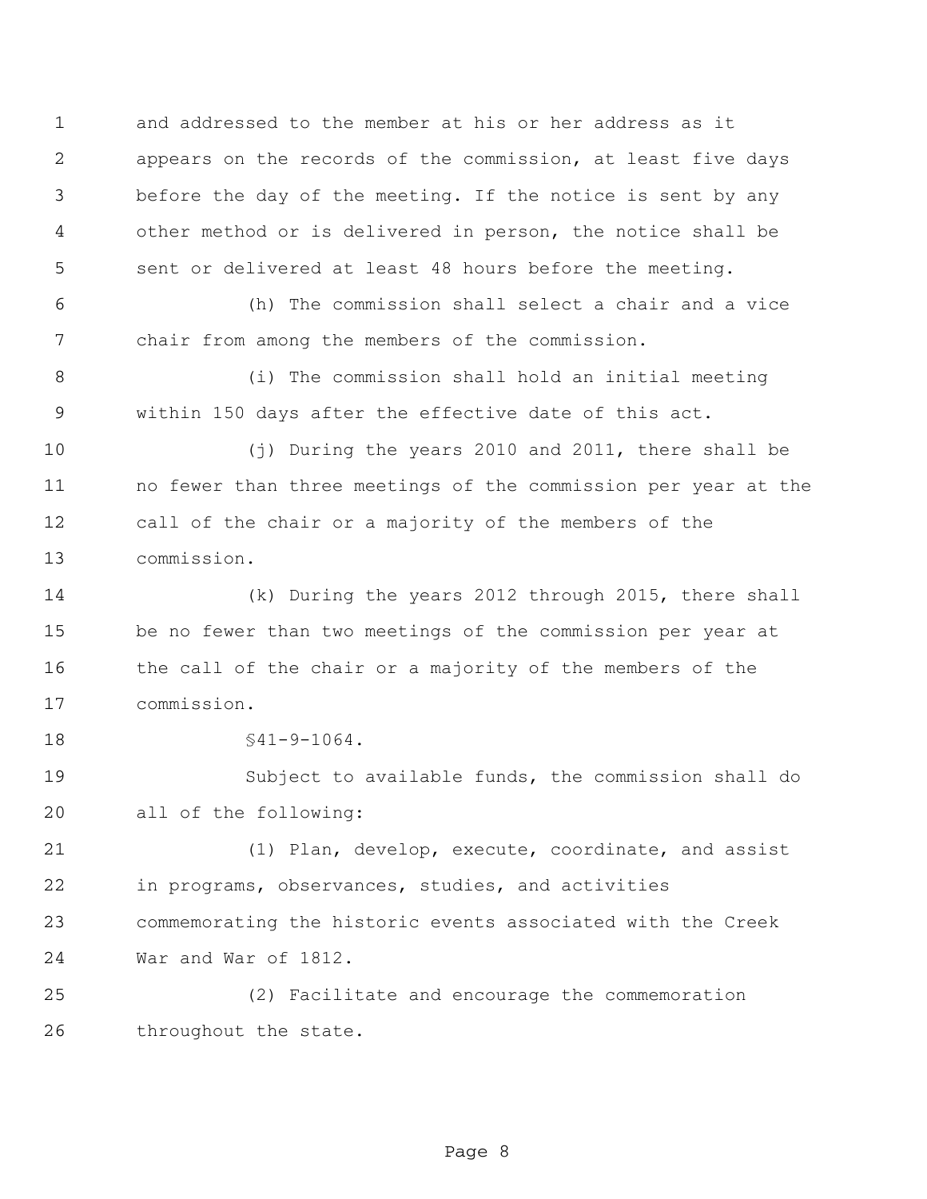and addressed to the member at his or her address as it appears on the records of the commission, at least five days before the day of the meeting. If the notice is sent by any other method or is delivered in person, the notice shall be sent or delivered at least 48 hours before the meeting.

(h) The commission shall select a chair and a vice chair from among the members of the commission.

(i) The commission shall hold an initial meeting within 150 days after the effective date of this act.

(j) During the years 2010 and 2011, there shall be no fewer than three meetings of the commission per year at the call of the chair or a majority of the members of the commission.

(k) During the years 2012 through 2015, there shall be no fewer than two meetings of the commission per year at the call of the chair or a majority of the members of the commission.

§41-9-1064.

Subject to available funds, the commission shall do all of the following:

(1) Plan, develop, execute, coordinate, and assist in programs, observances, studies, and activities commemorating the historic events associated with the Creek War and War of 1812.

(2) Facilitate and encourage the commemoration throughout the state.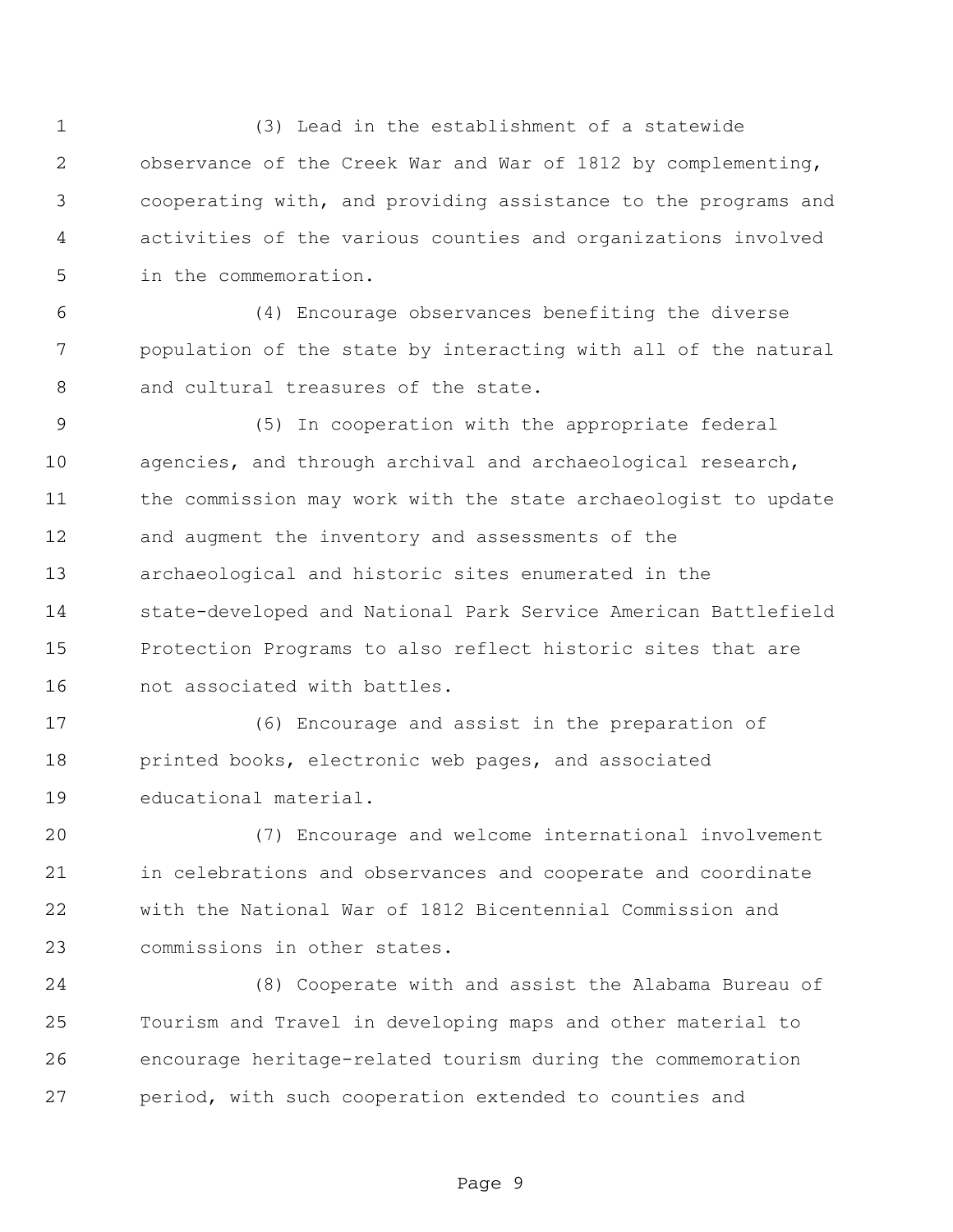(3) Lead in the establishment of a statewide observance of the Creek War and War of 1812 by complementing, cooperating with, and providing assistance to the programs and activities of the various counties and organizations involved in the commemoration.

(4) Encourage observances benefiting the diverse population of the state by interacting with all of the natural and cultural treasures of the state.

(5) In cooperation with the appropriate federal agencies, and through archival and archaeological research, the commission may work with the state archaeologist to update and augment the inventory and assessments of the archaeological and historic sites enumerated in the state-developed and National Park Service American Battlefield Protection Programs to also reflect historic sites that are not associated with battles.

(6) Encourage and assist in the preparation of printed books, electronic web pages, and associated educational material.

(7) Encourage and welcome international involvement in celebrations and observances and cooperate and coordinate with the National War of 1812 Bicentennial Commission and commissions in other states.

(8) Cooperate with and assist the Alabama Bureau of Tourism and Travel in developing maps and other material to encourage heritage-related tourism during the commemoration period, with such cooperation extended to counties and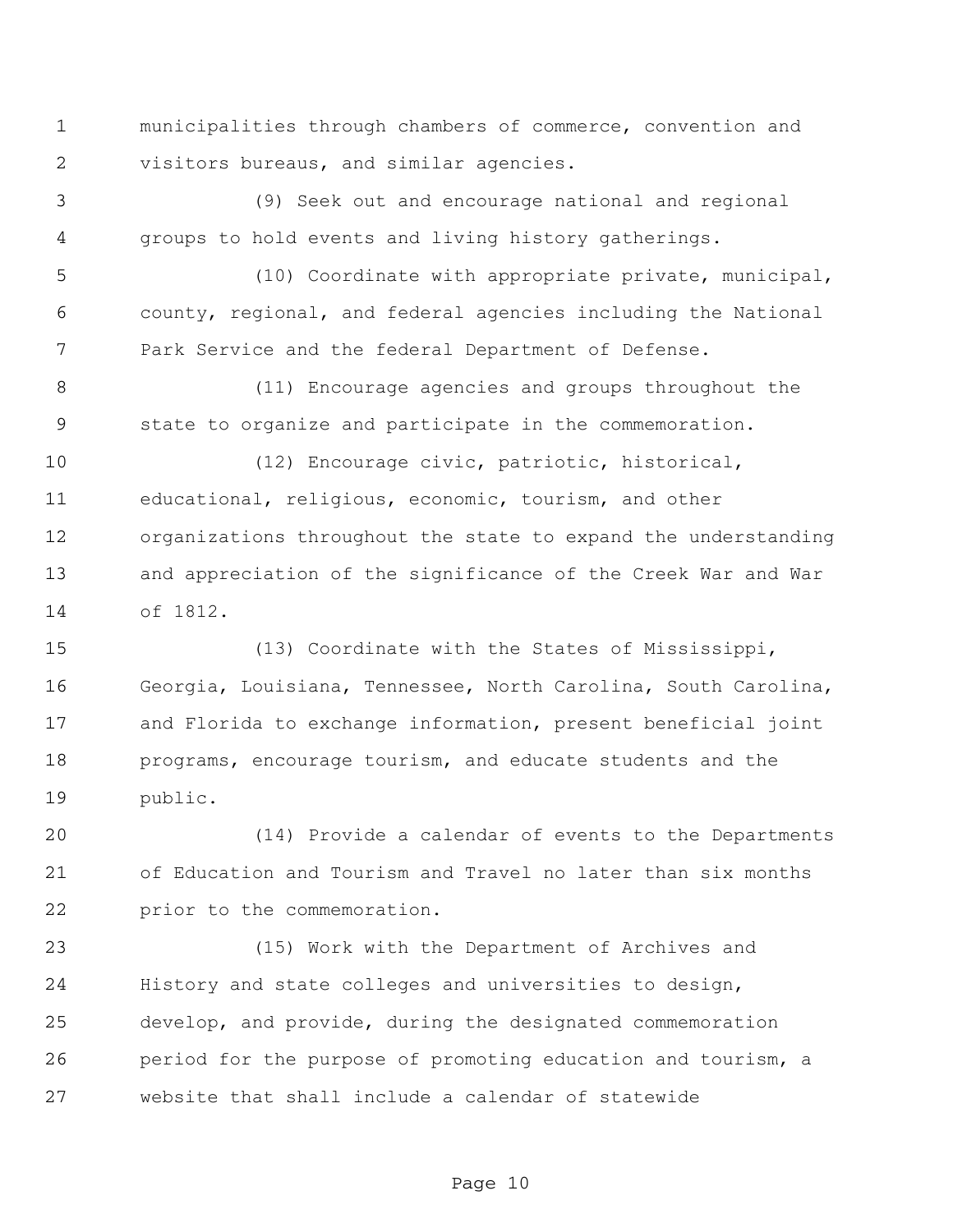municipalities through chambers of commerce, convention and visitors bureaus, and similar agencies.

(9) Seek out and encourage national and regional groups to hold events and living history gatherings.

(10) Coordinate with appropriate private, municipal, county, regional, and federal agencies including the National Park Service and the federal Department of Defense.

(11) Encourage agencies and groups throughout the state to organize and participate in the commemoration.

(12) Encourage civic, patriotic, historical, educational, religious, economic, tourism, and other organizations throughout the state to expand the understanding and appreciation of the significance of the Creek War and War of 1812.

(13) Coordinate with the States of Mississippi, Georgia, Louisiana, Tennessee, North Carolina, South Carolina, and Florida to exchange information, present beneficial joint programs, encourage tourism, and educate students and the public.

(14) Provide a calendar of events to the Departments of Education and Tourism and Travel no later than six months prior to the commemoration.

(15) Work with the Department of Archives and History and state colleges and universities to design, develop, and provide, during the designated commemoration period for the purpose of promoting education and tourism, a website that shall include a calendar of statewide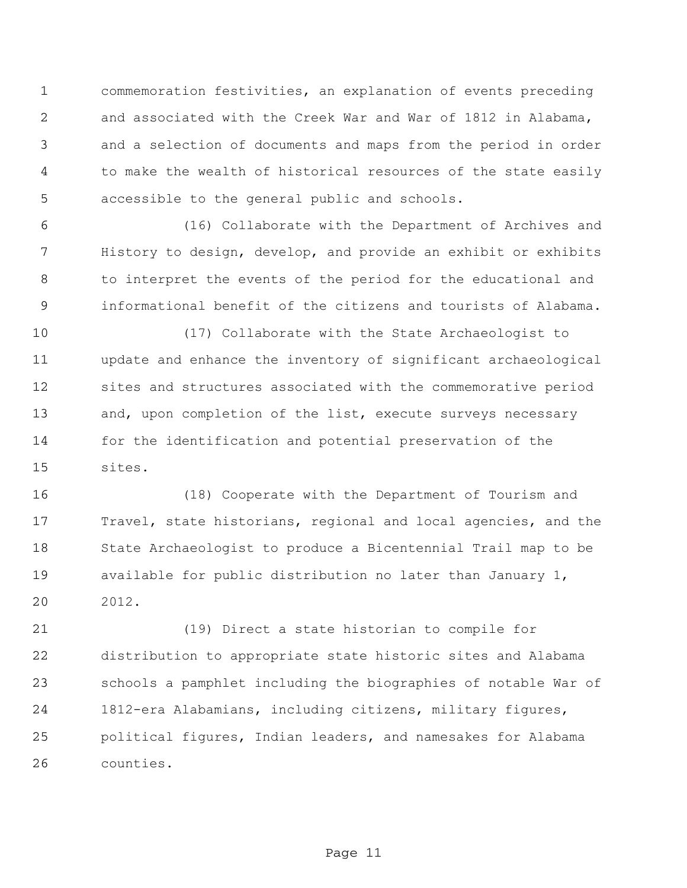commemoration festivities, an explanation of events preceding and associated with the Creek War and War of 1812 in Alabama, and a selection of documents and maps from the period in order to make the wealth of historical resources of the state easily accessible to the general public and schools.

(16) Collaborate with the Department of Archives and History to design, develop, and provide an exhibit or exhibits to interpret the events of the period for the educational and informational benefit of the citizens and tourists of Alabama.

(17) Collaborate with the State Archaeologist to update and enhance the inventory of significant archaeological sites and structures associated with the commemorative period and, upon completion of the list, execute surveys necessary for the identification and potential preservation of the sites.

(18) Cooperate with the Department of Tourism and Travel, state historians, regional and local agencies, and the State Archaeologist to produce a Bicentennial Trail map to be available for public distribution no later than January 1, 2012.

(19) Direct a state historian to compile for distribution to appropriate state historic sites and Alabama schools a pamphlet including the biographies of notable War of 1812-era Alabamians, including citizens, military figures, political figures, Indian leaders, and namesakes for Alabama counties.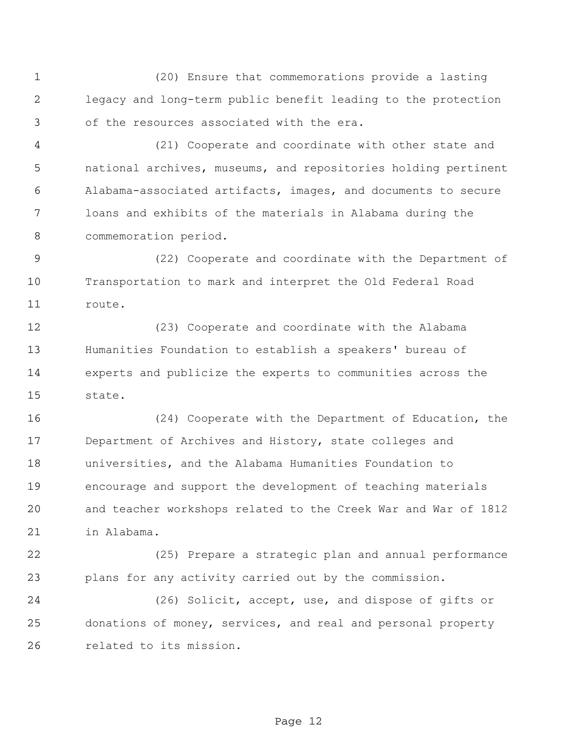(20) Ensure that commemorations provide a lasting legacy and long-term public benefit leading to the protection of the resources associated with the era.

(21) Cooperate and coordinate with other state and national archives, museums, and repositories holding pertinent Alabama-associated artifacts, images, and documents to secure loans and exhibits of the materials in Alabama during the commemoration period.

(22) Cooperate and coordinate with the Department of Transportation to mark and interpret the Old Federal Road route.

(23) Cooperate and coordinate with the Alabama Humanities Foundation to establish a speakers' bureau of experts and publicize the experts to communities across the state.

(24) Cooperate with the Department of Education, the Department of Archives and History, state colleges and universities, and the Alabama Humanities Foundation to encourage and support the development of teaching materials and teacher workshops related to the Creek War and War of 1812 in Alabama.

(25) Prepare a strategic plan and annual performance plans for any activity carried out by the commission.

(26) Solicit, accept, use, and dispose of gifts or donations of money, services, and real and personal property related to its mission.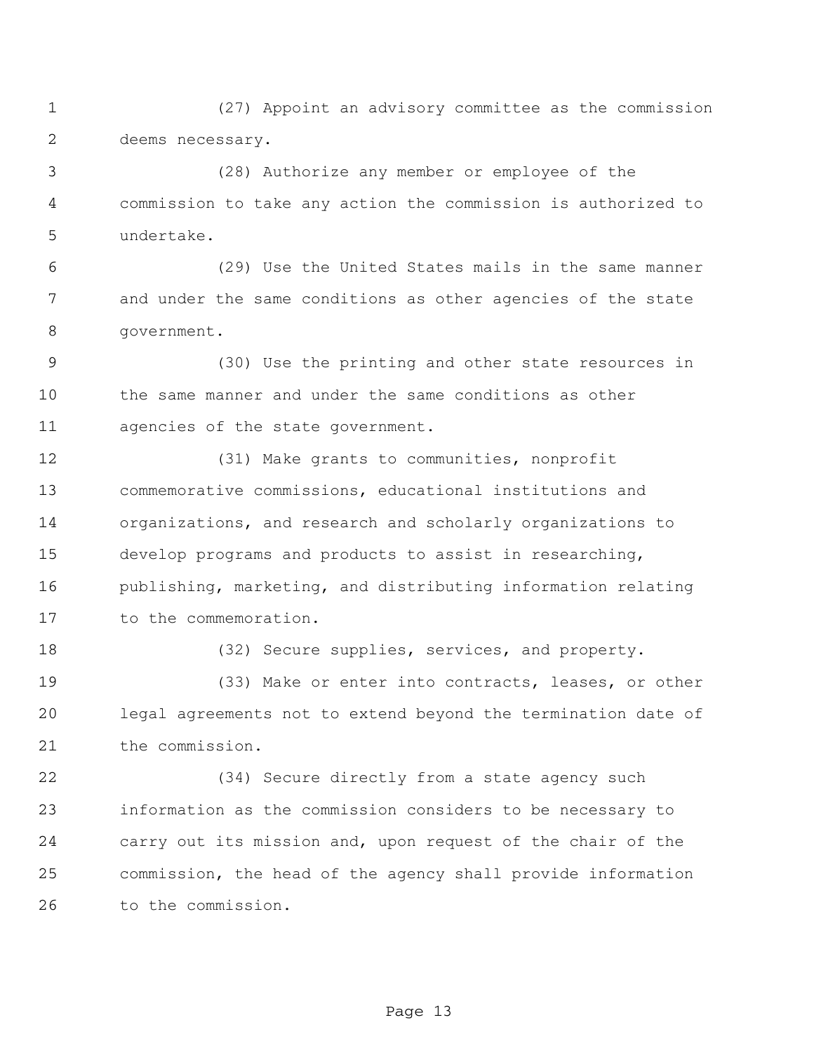(27) Appoint an advisory committee as the commission deems necessary.

(28) Authorize any member or employee of the commission to take any action the commission is authorized to undertake.

(29) Use the United States mails in the same manner and under the same conditions as other agencies of the state government.

(30) Use the printing and other state resources in the same manner and under the same conditions as other agencies of the state government.

(31) Make grants to communities, nonprofit commemorative commissions, educational institutions and organizations, and research and scholarly organizations to develop programs and products to assist in researching, publishing, marketing, and distributing information relating to the commemoration.

(32) Secure supplies, services, and property.

(33) Make or enter into contracts, leases, or other legal agreements not to extend beyond the termination date of the commission.

(34) Secure directly from a state agency such information as the commission considers to be necessary to carry out its mission and, upon request of the chair of the commission, the head of the agency shall provide information to the commission.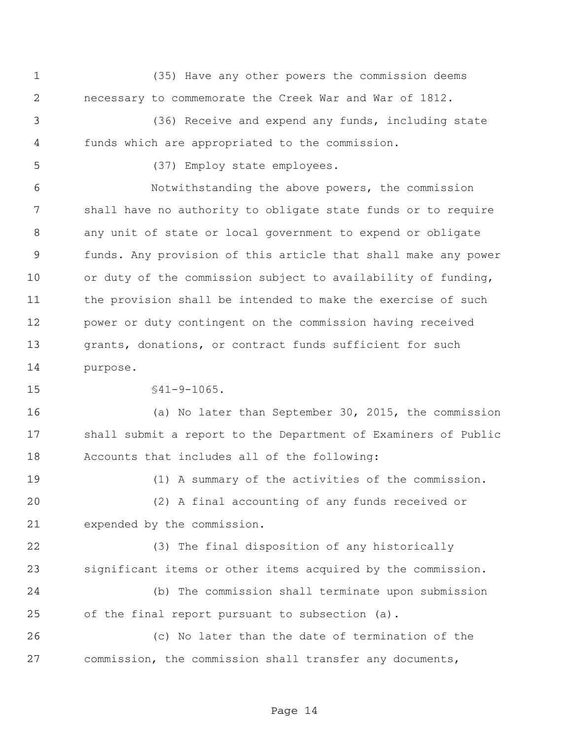(35) Have any other powers the commission deems necessary to commemorate the Creek War and War of 1812.

(36) Receive and expend any funds, including state funds which are appropriated to the commission.

(37) Employ state employees.

Notwithstanding the above powers, the commission shall have no authority to obligate state funds or to require any unit of state or local government to expend or obligate funds. Any provision of this article that shall make any power or duty of the commission subject to availability of funding, the provision shall be intended to make the exercise of such power or duty contingent on the commission having received grants, donations, or contract funds sufficient for such purpose.

§41-9-1065.

(a) No later than September 30, 2015, the commission shall submit a report to the Department of Examiners of Public Accounts that includes all of the following:

(1) A summary of the activities of the commission.

(2) A final accounting of any funds received or expended by the commission.

(3) The final disposition of any historically significant items or other items acquired by the commission.

(b) The commission shall terminate upon submission of the final report pursuant to subsection (a).

(c) No later than the date of termination of the commission, the commission shall transfer any documents,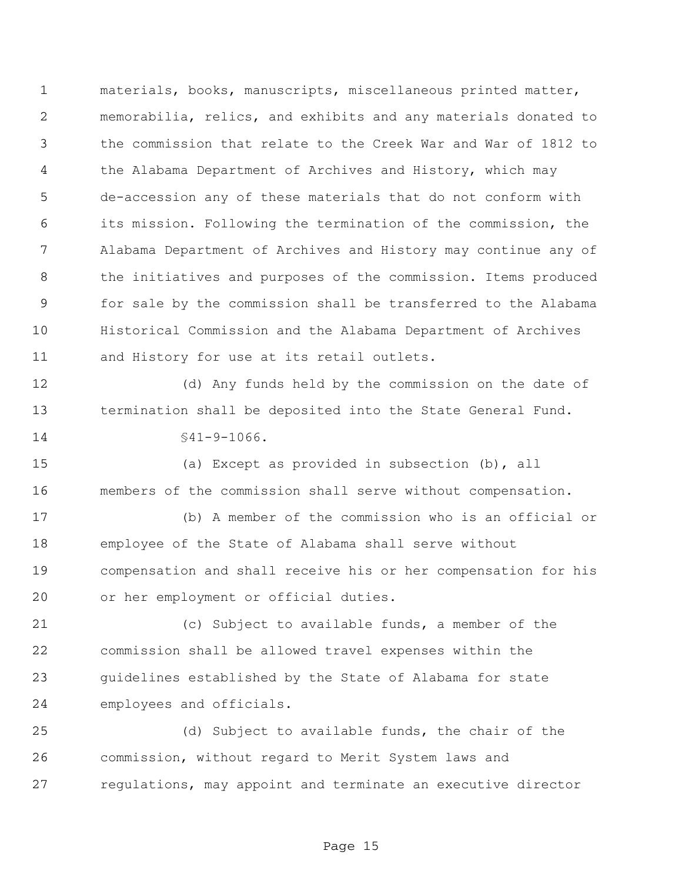materials, books, manuscripts, miscellaneous printed matter, memorabilia, relics, and exhibits and any materials donated to the commission that relate to the Creek War and War of 1812 to the Alabama Department of Archives and History, which may de-accession any of these materials that do not conform with its mission. Following the termination of the commission, the Alabama Department of Archives and History may continue any of the initiatives and purposes of the commission. Items produced for sale by the commission shall be transferred to the Alabama Historical Commission and the Alabama Department of Archives and History for use at its retail outlets.

(d) Any funds held by the commission on the date of termination shall be deposited into the State General Fund.

§41-9-1066.

(a) Except as provided in subsection (b), all members of the commission shall serve without compensation.

(b) A member of the commission who is an official or employee of the State of Alabama shall serve without compensation and shall receive his or her compensation for his or her employment or official duties.

(c) Subject to available funds, a member of the commission shall be allowed travel expenses within the guidelines established by the State of Alabama for state employees and officials.

(d) Subject to available funds, the chair of the commission, without regard to Merit System laws and regulations, may appoint and terminate an executive director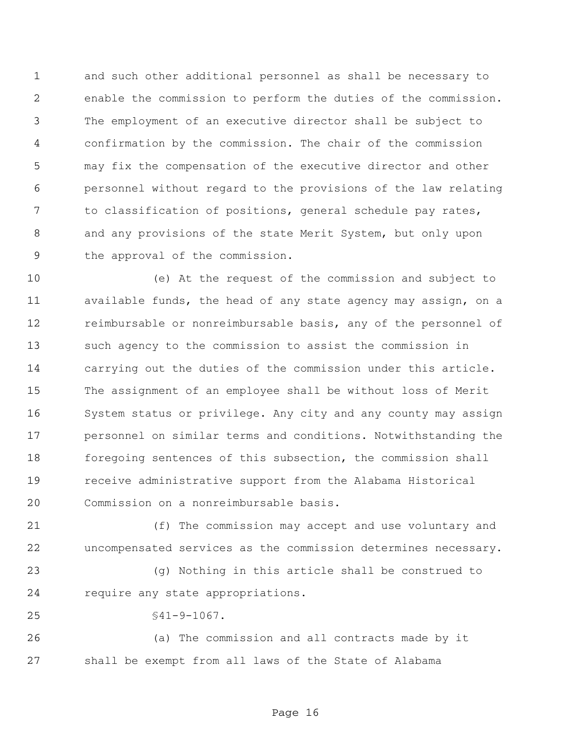and such other additional personnel as shall be necessary to enable the commission to perform the duties of the commission. The employment of an executive director shall be subject to confirmation by the commission. The chair of the commission may fix the compensation of the executive director and other personnel without regard to the provisions of the law relating to classification of positions, general schedule pay rates, and any provisions of the state Merit System, but only upon the approval of the commission.

(e) At the request of the commission and subject to available funds, the head of any state agency may assign, on a reimbursable or nonreimbursable basis, any of the personnel of such agency to the commission to assist the commission in carrying out the duties of the commission under this article. The assignment of an employee shall be without loss of Merit System status or privilege. Any city and any county may assign personnel on similar terms and conditions. Notwithstanding the foregoing sentences of this subsection, the commission shall receive administrative support from the Alabama Historical Commission on a nonreimbursable basis.

(f) The commission may accept and use voluntary and uncompensated services as the commission determines necessary.

(g) Nothing in this article shall be construed to require any state appropriations.

§41-9-1067.

(a) The commission and all contracts made by it shall be exempt from all laws of the State of Alabama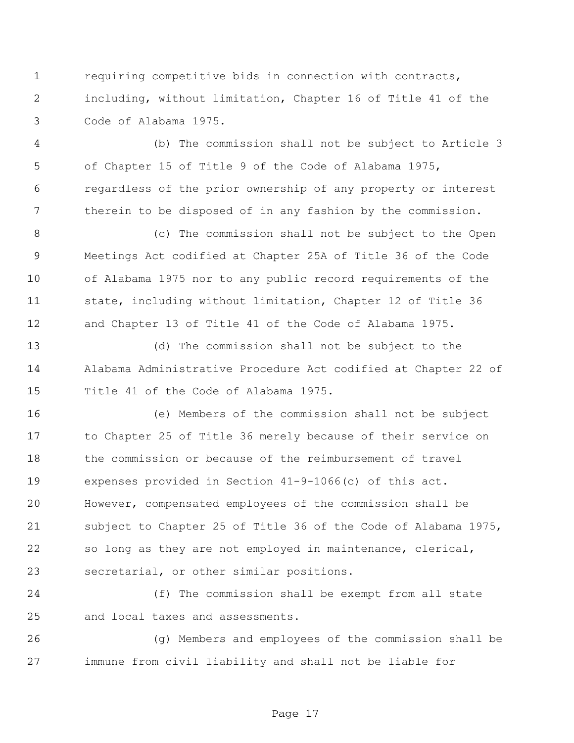requiring competitive bids in connection with contracts, including, without limitation, Chapter 16 of Title 41 of the Code of Alabama 1975.

(b) The commission shall not be subject to Article 3 of Chapter 15 of Title 9 of the Code of Alabama 1975, regardless of the prior ownership of any property or interest therein to be disposed of in any fashion by the commission.

(c) The commission shall not be subject to the Open Meetings Act codified at Chapter 25A of Title 36 of the Code of Alabama 1975 nor to any public record requirements of the state, including without limitation, Chapter 12 of Title 36 and Chapter 13 of Title 41 of the Code of Alabama 1975.

(d) The commission shall not be subject to the Alabama Administrative Procedure Act codified at Chapter 22 of Title 41 of the Code of Alabama 1975.

(e) Members of the commission shall not be subject to Chapter 25 of Title 36 merely because of their service on the commission or because of the reimbursement of travel expenses provided in Section 41-9-1066(c) of this act. However, compensated employees of the commission shall be subject to Chapter 25 of Title 36 of the Code of Alabama 1975, so long as they are not employed in maintenance, clerical, secretarial, or other similar positions.

(f) The commission shall be exempt from all state and local taxes and assessments.

(g) Members and employees of the commission shall be immune from civil liability and shall not be liable for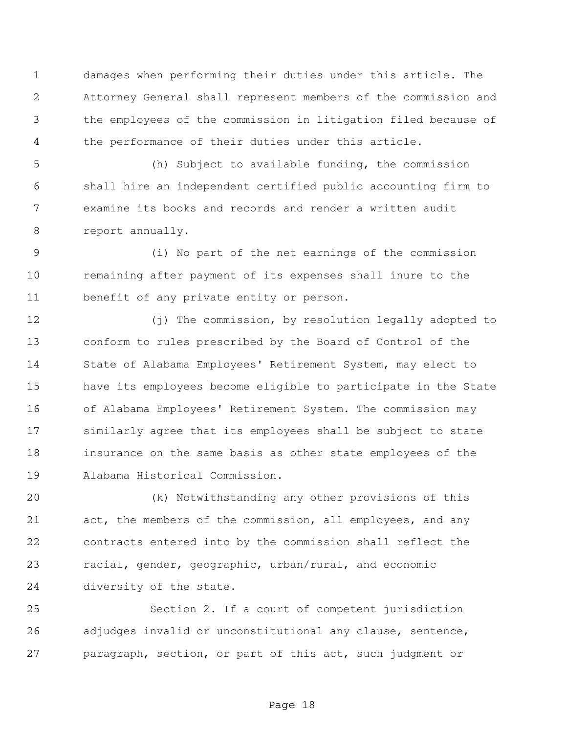damages when performing their duties under this article. The Attorney General shall represent members of the commission and the employees of the commission in litigation filed because of the performance of their duties under this article.

(h) Subject to available funding, the commission shall hire an independent certified public accounting firm to examine its books and records and render a written audit report annually.

(i) No part of the net earnings of the commission remaining after payment of its expenses shall inure to the benefit of any private entity or person.

(j) The commission, by resolution legally adopted to conform to rules prescribed by the Board of Control of the State of Alabama Employees' Retirement System, may elect to have its employees become eligible to participate in the State of Alabama Employees' Retirement System. The commission may similarly agree that its employees shall be subject to state insurance on the same basis as other state employees of the Alabama Historical Commission.

(k) Notwithstanding any other provisions of this act, the members of the commission, all employees, and any contracts entered into by the commission shall reflect the racial, gender, geographic, urban/rural, and economic diversity of the state.

Section 2. If a court of competent jurisdiction adjudges invalid or unconstitutional any clause, sentence, paragraph, section, or part of this act, such judgment or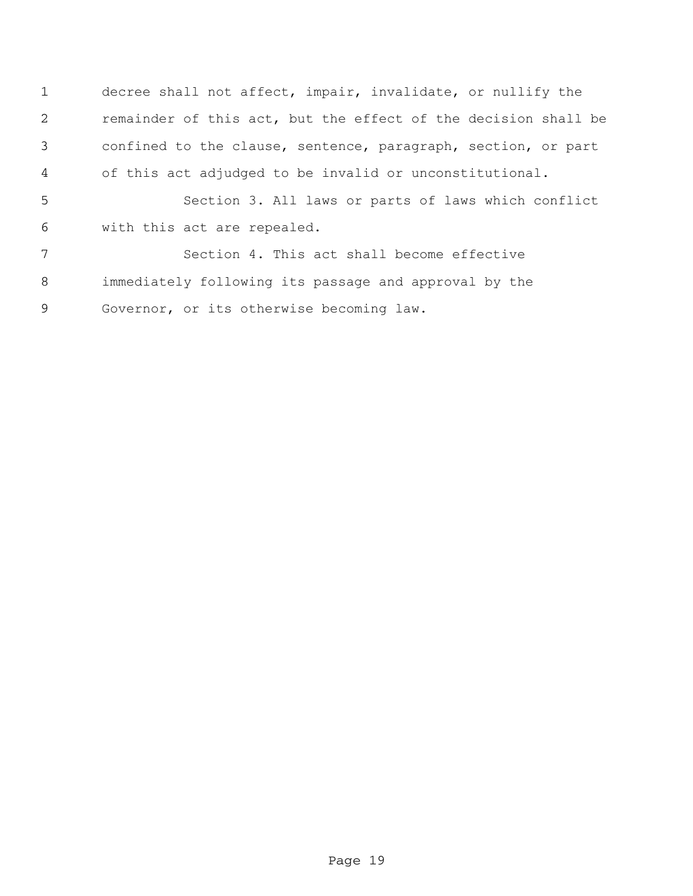decree shall not affect, impair, invalidate, or nullify the remainder of this act, but the effect of the decision shall be confined to the clause, sentence, paragraph, section, or part of this act adjudged to be invalid or unconstitutional.

Section 3. All laws or parts of laws which conflict with this act are repealed.

Section 4. This act shall become effective immediately following its passage and approval by the Governor, or its otherwise becoming law.